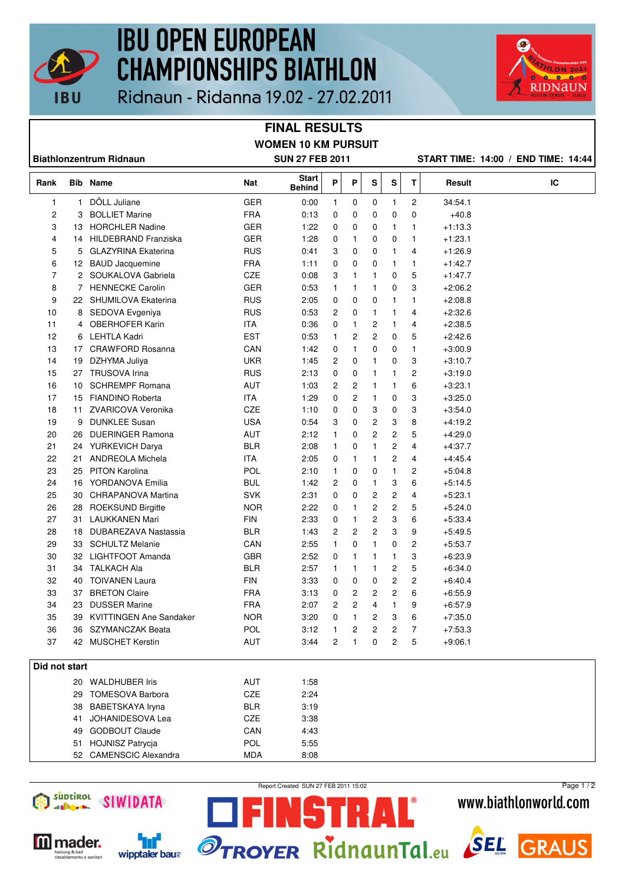# IBU OPEN EUROPEAN CHAMPIONSHIPS BIATHLON

Ridnaun - Ridanna 19.02 - 27.02.2011

## FINAL RESULTS

### WOMEN 10 KM PURSUIT

**Biathlonzentrum Ridnaun** | **SUN 27 FEB 2011** | **START TIME: 14:00 / END TIME: 14:44**

| Rank | Bib | Name | Nat | Start Behind | P | P | S | S | T | Result | IC |
|---|---|---|---|---|---|---|---|---|---|---|---|
| 1 | 1 | DÖLL Juliane | GER | 0:00 | 1 | 0 | 0 | 1 | 2 | 34:54.1 | |
| 2 | 3 | BOLLIET Marine | FRA | 0:13 | 0 | 0 | 0 | 0 | 0 | +40.8 | |
| 3 | 13 | HORCHLER Nadine | GER | 1:22 | 0 | 0 | 0 | 1 | 1 | +1:13.3 | |
| 4 | 14 | HILDEBRAND Franziska | GER | 1:28 | 0 | 1 | 0 | 0 | 1 | +1:23.1 | |
| 5 | 5 | GLAZYRINA Ekaterina | RUS | 0:41 | 3 | 0 | 0 | 1 | 4 | +1:26.9 | |
| 6 | 12 | BAUD Jacquemine | FRA | 1:11 | 0 | 0 | 0 | 1 | 1 | +1:42.7 | |
| 7 | 2 | SOUKALOVA Gabriela | CZE | 0:08 | 3 | 1 | 1 | 0 | 5 | +1:47.7 | |
| 8 | 7 | HENNECKE Carolin | GER | 0:53 | 1 | 1 | 1 | 0 | 3 | +2:06.2 | |
| 9 | 22 | SHUMILOVA Ekaterina | RUS | 2:05 | 0 | 0 | 0 | 1 | 1 | +2:08.8 | |
| 10 | 8 | SEDOVA Evgeniya | RUS | 0:53 | 2 | 0 | 1 | 1 | 4 | +2:32.6 | |
| 11 | 4 | OBERHOFER Karin | ITA | 0:36 | 0 | 1 | 2 | 1 | 4 | +2:38.5 | |
| 12 | 6 | LEHTLA Kadri | EST | 0:53 | 1 | 2 | 2 | 0 | 5 | +2:42.6 | |
| 13 | 17 | CRAWFORD Rosanna | CAN | 1:42 | 0 | 1 | 0 | 0 | 1 | +3:00.9 | |
| 14 | 19 | DZHYMA Juliya | UKR | 1:45 | 2 | 0 | 1 | 0 | 3 | +3:10.7 | |
| 15 | 27 | TRUSOVA Irina | RUS | 2:13 | 0 | 0 | 1 | 1 | 2 | +3:19.0 | |
| 16 | 10 | SCHREMPF Romana | AUT | 1:03 | 2 | 2 | 1 | 1 | 6 | +3:23.1 | |
| 17 | 15 | FIANDINO Roberta | ITA | 1:29 | 0 | 2 | 1 | 0 | 3 | +3:25.0 | |
| 18 | 11 | ZVARICOVA Veronika | CZE | 1:10 | 0 | 0 | 3 | 0 | 3 | +3:54.0 | |
| 19 | 9 | DUNKLEE Susan | USA | 0:54 | 3 | 0 | 2 | 3 | 8 | +4:19.2 | |
| 20 | 26 | DUERINGER Ramona | AUT | 2:12 | 1 | 0 | 2 | 2 | 5 | +4:29.0 | |
| 21 | 24 | YURKEVICH Darya | BLR | 2:08 | 1 | 0 | 1 | 2 | 4 | +4:37.7 | |
| 22 | 21 | ANDREOLA Michela | ITA | 2:05 | 0 | 1 | 1 | 2 | 4 | +4:45.4 | |
| 23 | 25 | PITON Karolina | POL | 2:10 | 1 | 0 | 0 | 1 | 2 | +5:04.8 | |
| 24 | 16 | YORDANOVA Emilia | BUL | 1:42 | 2 | 0 | 1 | 3 | 6 | +5:14.5 | |
| 25 | 30 | CHRAPANOVA Martina | SVK | 2:31 | 0 | 0 | 2 | 2 | 4 | +5:23.1 | |
| 26 | 28 | ROEKSUND Birgitte | NOR | 2:22 | 0 | 1 | 2 | 2 | 5 | +5:24.0 | |
| 27 | 31 | LAUKKANEN Mari | FIN | 2:33 | 0 | 1 | 2 | 3 | 6 | +5:33.4 | |
| 28 | 18 | DUBAREZAVA Nastassia | BLR | 1:43 | 2 | 2 | 2 | 3 | 9 | +5:49.5 | |
| 29 | 33 | SCHULTZ Melanie | CAN | 2:55 | 1 | 0 | 1 | 0 | 2 | +5:53.7 | |
| 30 | 32 | LIGHTFOOT Amanda | GBR | 2:52 | 0 | 1 | 1 | 1 | 3 | +6:23.9 | |
| 31 | 34 | TALKACH Ala | BLR | 2:57 | 1 | 1 | 1 | 2 | 5 | +6:34.0 | |
| 32 | 40 | TOIVANEN Laura | FIN | 3:33 | 0 | 0 | 0 | 2 | 2 | +6:40.4 | |
| 33 | 37 | BRETON Claire | FRA | 3:13 | 0 | 2 | 2 | 2 | 6 | +6:55.9 | |
| 34 | 23 | DUSSER Marine | FRA | 2:07 | 2 | 2 | 4 | 1 | 9 | +6:57.9 | |
| 35 | 39 | KVITTINGEN Ane Sandaker | NOR | 3:20 | 0 | 1 | 2 | 3 | 6 | +7:35.0 | |
| 36 | 36 | SZYMANCZAK Beata | POL | 3:12 | 1 | 2 | 2 | 2 | 7 | +7:53.3 | |
| 37 | 42 | MUSCHET Kerstin | AUT | 3:44 | 2 | 1 | 0 | 2 | 5 | +9:06.1 | |

**Did not start**

| Bib | Name | Nat | Start Behind |
|---|---|---|---|
| 20 | WALDHUBER Iris | AUT | 1:58 |
| 29 | TOMESOVA Barbora | CZE | 2:24 |
| 38 | BABETSKAYA Iryna | BLR | 3:19 |
| 41 | JOHANIDESOVA Lea | CZE | 3:38 |
| 49 | GODBOUT Claude | CAN | 4:43 |
| 51 | HOJNISZ Patrycja | POL | 5:55 |
| 52 | CAMENSCIC Alexandra | MDA | 8:08 |

Report Created SUN 27 FEB 2011 15:02

www.biathlonworld.com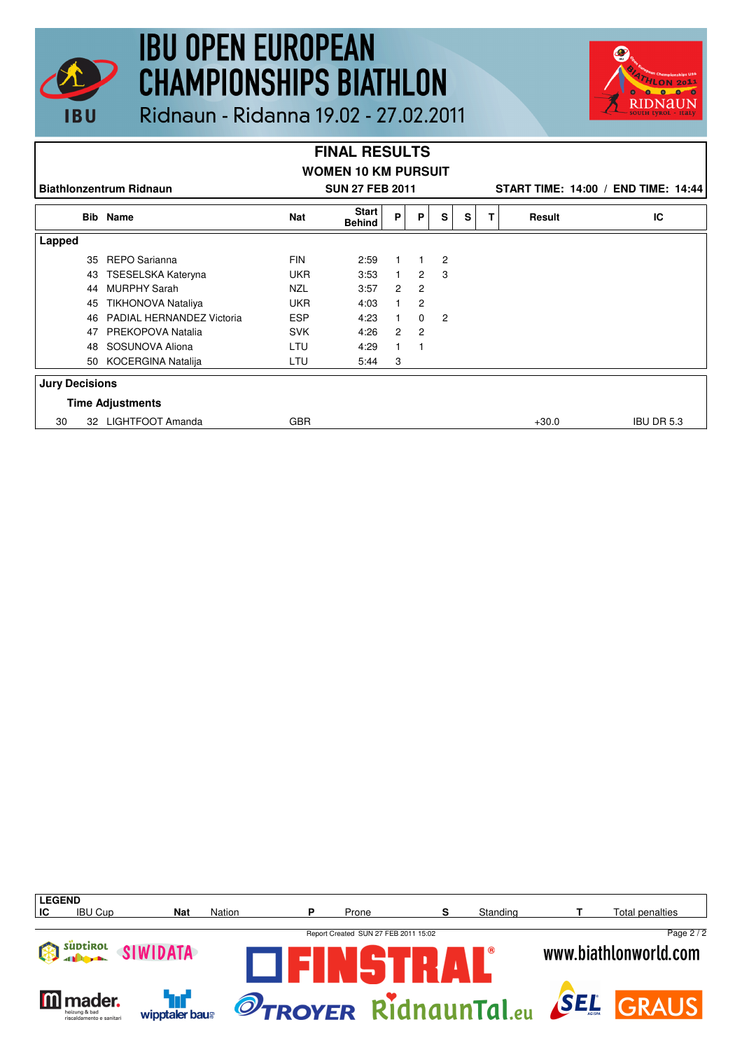# IBU OPEN EUROPEAN CHAMPIONSHIPS BIATHLON

Ridnaun - Ridanna 19.02 - 27.02.2011

## FINAL RESULTS

### WOMEN 10 KM PURSUIT

**Biathlonzentrum Ridnaun** — **SUN 27 FEB 2011** — **START TIME: 14:00 / END TIME: 14:44**

| | Bib | Name | Nat | Start Behind | P | P | S | S | T | Result | IC |
|---|---|---|---|---|---|---|---|---|---|---|---|
| **Lapped** | | | | | | | | | | | |
| | 35 | REPO Sarianna | FIN | 2:59 | 1 | 1 | 2 | | | | |
| | 43 | TSESELSKA Kateryna | UKR | 3:53 | 1 | 2 | 3 | | | | |
| | 44 | MURPHY Sarah | NZL | 3:57 | 2 | 2 | | | | | |
| | 45 | TIKHONOVA Nataliya | UKR | 4:03 | 1 | 2 | | | | | |
| | 46 | PADIAL HERNANDEZ Victoria | ESP | 4:23 | 1 | 0 | 2 | | | | |
| | 47 | PREKOPOVA Natalia | SVK | 4:26 | 2 | 2 | | | | | |
| | 48 | SOSUNOVA Aliona | LTU | 4:29 | 1 | 1 | | | | | |
| | 50 | KOCERGINA Natalija | LTU | 5:44 | 3 | | | | | | |
| **Jury Decisions** | | | | | | | | | | | |
| **Time Adjustments** | | | | | | | | | | | |
| 30 | 32 | LIGHTFOOT Amanda | GBR | | | | | | | +30.0 | IBU DR 5.3 |

**LEGEND**

| | | | | | | | |
|---|---|---|---|---|---|---|---|
| IC | IBU Cup | Nat | Nation | P | Prone | S | Standing |
| T | Total penalties | | | | | | |

Report Created SUN 27 FEB 2011 15:02

www.biathlonworld.com